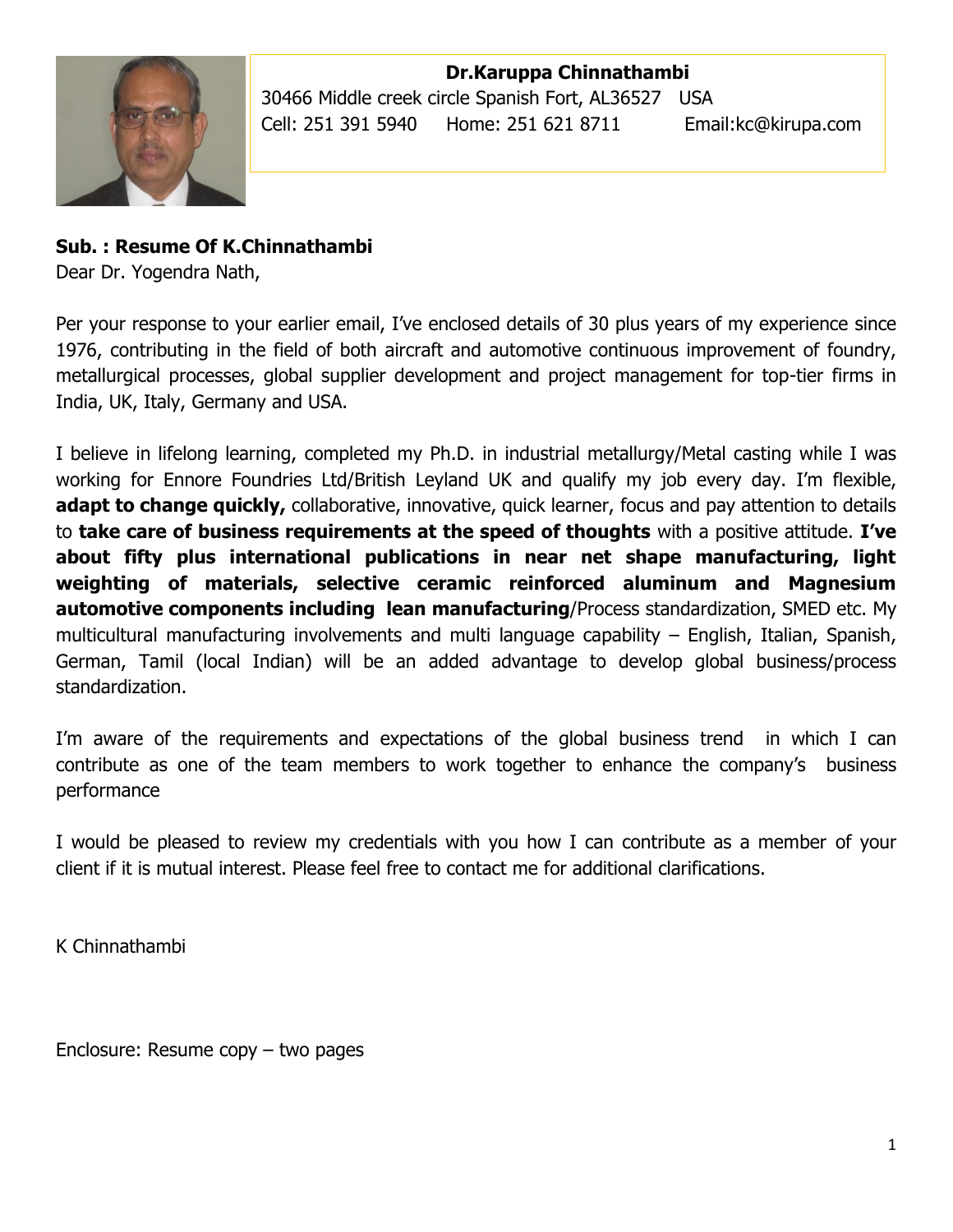**Dr.Karuppa Chinnathambi**
30466 Middle creek circle Spanish Fort, AL36527 USA
Cell: 251 391 5940 Home: 251 621 8711 Email:kc@kirupa.com

**Sub. : Resume Of K.Chinnathambi**
Dear Dr. Yogendra Nath,

Per your response to your earlier email, I've enclosed details of 30 plus years of my experience since 1976, contributing in the field of both aircraft and automotive continuous improvement of foundry, metallurgical processes, global supplier development and project management for top-tier firms in India, UK, Italy, Germany and USA.

I believe in lifelong learning, completed my Ph.D. in industrial metallurgy/Metal casting while I was working for Ennore Foundries Ltd/British Leyland UK and qualify my job every day. I'm flexible, **adapt to change quickly,** collaborative, innovative, quick learner, focus and pay attention to details to **take care of business requirements at the speed of thoughts** with a positive attitude. **I've about fifty plus international publications in near net shape manufacturing, light weighting of materials, selective ceramic reinforced aluminum and Magnesium automotive components including lean manufacturing**/Process standardization, SMED etc. My multicultural manufacturing involvements and multi language capability – English, Italian, Spanish, German, Tamil (local Indian) will be an added advantage to develop global business/process standardization.

I'm aware of the requirements and expectations of the global business trend in which I can contribute as one of the team members to work together to enhance the company's business performance

I would be pleased to review my credentials with you how I can contribute as a member of your client if it is mutual interest. Please feel free to contact me for additional clarifications.

K Chinnathambi

Enclosure: Resume copy – two pages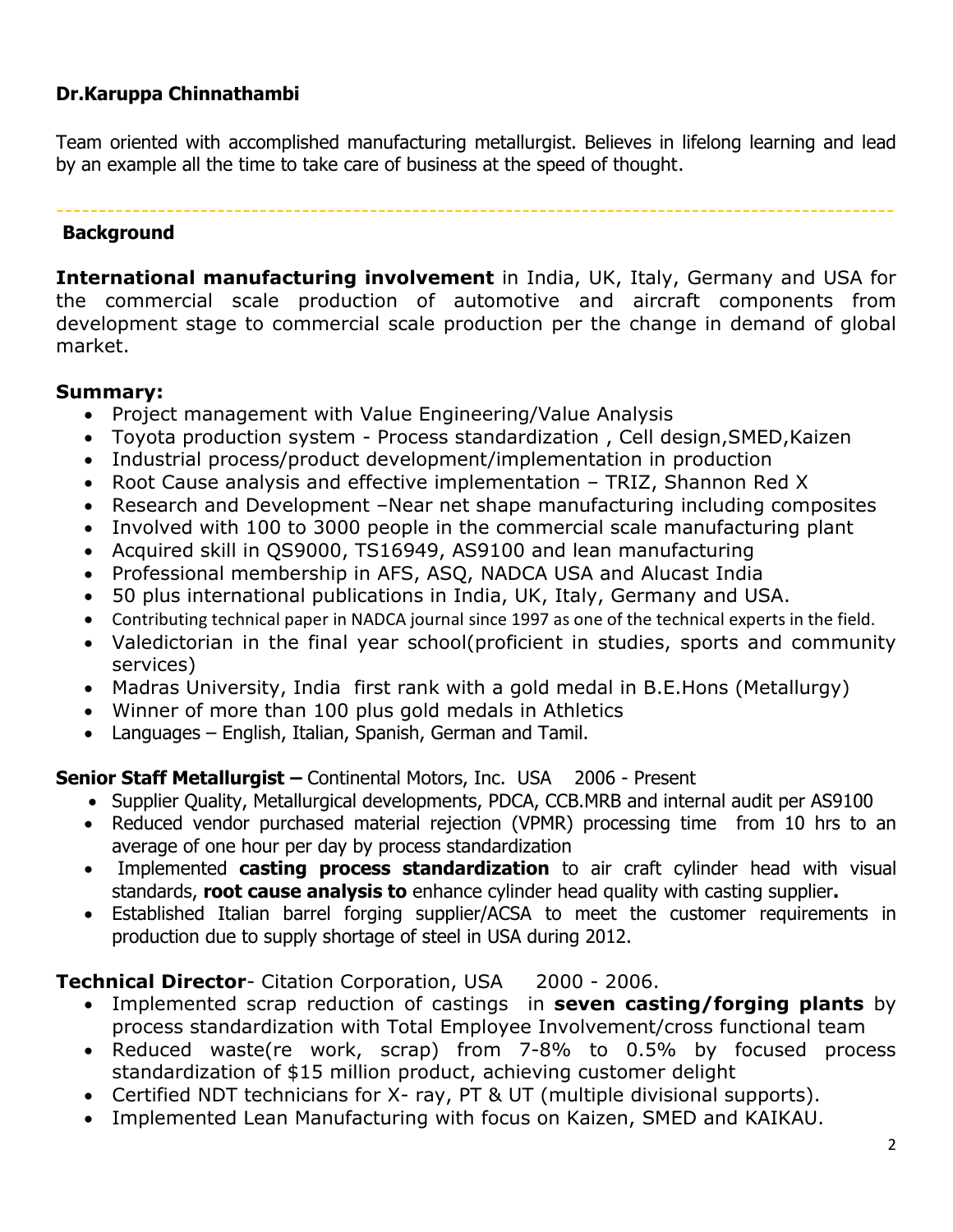**Dr.Karuppa Chinnathambi**

Team oriented with accomplished manufacturing metallurgist. Believes in lifelong learning and lead by an example all the time to take care of business at the speed of thought.

---

**Background**

**International manufacturing involvement** in India, UK, Italy, Germany and USA for the commercial scale production of automotive and aircraft components from development stage to commercial scale production per the change in demand of global market.

**Summary:**

- Project management with Value Engineering/Value Analysis
- Toyota production system - Process standardization , Cell design,SMED,Kaizen
- Industrial process/product development/implementation in production
- Root Cause analysis and effective implementation – TRIZ, Shannon Red X
- Research and Development –Near net shape manufacturing including composites
- Involved with 100 to 3000 people in the commercial scale manufacturing plant
- Acquired skill in QS9000, TS16949, AS9100 and lean manufacturing
- Professional membership in AFS, ASQ, NADCA USA and Alucast India
- 50 plus international publications in India, UK, Italy, Germany and USA.
- Contributing technical paper in NADCA journal since 1997 as one of the technical experts in the field.
- Valedictorian in the final year school(proficient in studies, sports and community services)
- Madras University, India first rank with a gold medal in B.E.Hons (Metallurgy)
- Winner of more than 100 plus gold medals in Athletics
- Languages – English, Italian, Spanish, German and Tamil.

**Senior Staff Metallurgist –** Continental Motors, Inc. USA 2006 - Present

- Supplier Quality, Metallurgical developments, PDCA, CCB.MRB and internal audit per AS9100
- Reduced vendor purchased material rejection (VPMR) processing time from 10 hrs to an average of one hour per day by process standardization
- Implemented **casting process standardization** to air craft cylinder head with visual standards, **root cause analysis to** enhance cylinder head quality with casting supplier**.**
- Established Italian barrel forging supplier/ACSA to meet the customer requirements in production due to supply shortage of steel in USA during 2012.

**Technical Director**- Citation Corporation, USA 2000 - 2006.

- Implemented scrap reduction of castings in **seven casting/forging plants** by process standardization with Total Employee Involvement/cross functional team
- Reduced waste(re work, scrap) from 7-8% to 0.5% by focused process standardization of $15 million product, achieving customer delight
- Certified NDT technicians for X- ray, PT & UT (multiple divisional supports).
- Implemented Lean Manufacturing with focus on Kaizen, SMED and KAIKAU.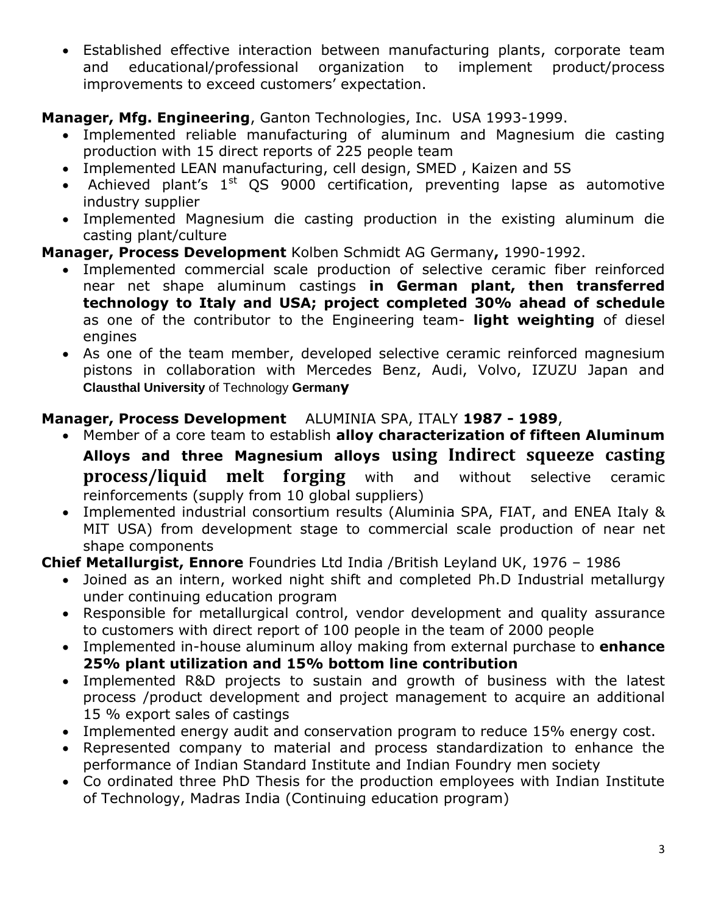- Established effective interaction between manufacturing plants, corporate team and educational/professional organization to implement product/process improvements to exceed customers' expectation.

**Manager, Mfg. Engineering**, Ganton Technologies, Inc. USA 1993-1999.

- Implemented reliable manufacturing of aluminum and Magnesium die casting production with 15 direct reports of 225 people team
- Implemented LEAN manufacturing, cell design, SMED , Kaizen and 5S
- Achieved plant's 1st QS 9000 certification, preventing lapse as automotive industry supplier
- Implemented Magnesium die casting production in the existing aluminum die casting plant/culture

**Manager, Process Development** Kolben Schmidt AG Germany**,** 1990-1992.

- Implemented commercial scale production of selective ceramic fiber reinforced near net shape aluminum castings **in German plant, then transferred technology to Italy and USA; project completed 30% ahead of schedule** as one of the contributor to the Engineering team- **light weighting** of diesel engines
- As one of the team member, developed selective ceramic reinforced magnesium pistons in collaboration with Mercedes Benz, Audi, Volvo, IZUZU Japan and **Clausthal University** of Technology **Germany**

**Manager, Process Development** ALUMINIA SPA, ITALY **1987 - 1989**,

- Member of a core team to establish **alloy characterization of fifteen Aluminum Alloys and three Magnesium alloys using Indirect squeeze casting process/liquid melt forging** with and without selective ceramic reinforcements (supply from 10 global suppliers)
- Implemented industrial consortium results (Aluminia SPA, FIAT, and ENEA Italy & MIT USA) from development stage to commercial scale production of near net shape components

**Chief Metallurgist, Ennore** Foundries Ltd India /British Leyland UK, 1976 – 1986

- Joined as an intern, worked night shift and completed Ph.D Industrial metallurgy under continuing education program
- Responsible for metallurgical control, vendor development and quality assurance to customers with direct report of 100 people in the team of 2000 people
- Implemented in-house aluminum alloy making from external purchase to **enhance 25% plant utilization and 15% bottom line contribution**
- Implemented R&D projects to sustain and growth of business with the latest process /product development and project management to acquire an additional 15 % export sales of castings
- Implemented energy audit and conservation program to reduce 15% energy cost.
- Represented company to material and process standardization to enhance the performance of Indian Standard Institute and Indian Foundry men society
- Co ordinated three PhD Thesis for the production employees with Indian Institute of Technology, Madras India (Continuing education program)